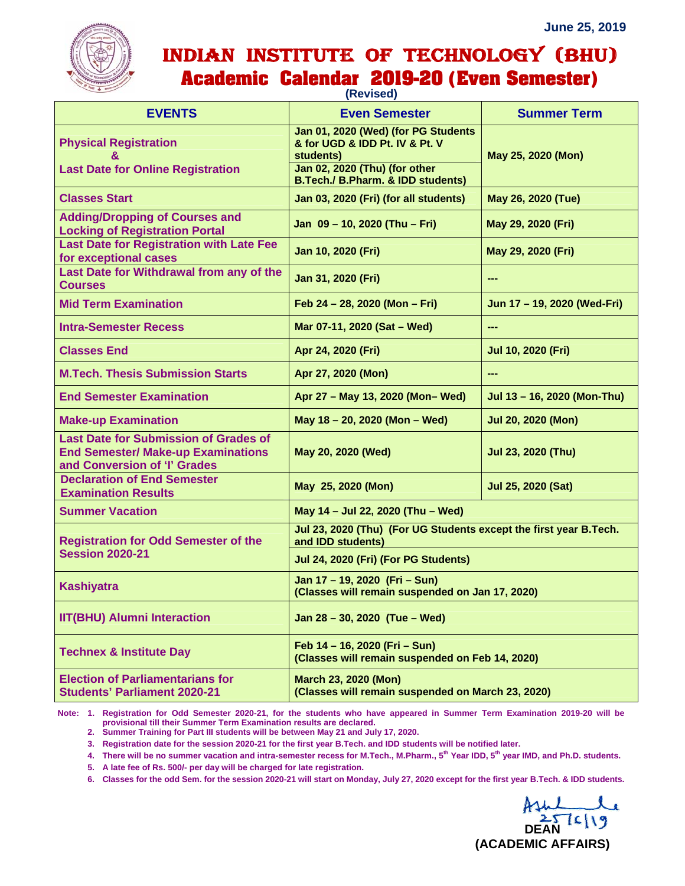June 25, 2019

# INDIAN INSTITUTE OF TECHNOLOGY (BHU)

## Academic Calendar 2019-20 (Even Semester)

(Revised)

| EVENTS | Even Semester | Summer Term |
|---|---|---|
| Physical Registration & Last Date for Online Registration | Jan 01, 2020 (Wed) (for PG Students & for UGD & IDD Pt. IV & Pt. V students) Jan 02, 2020 (Thu) (for other B.Tech./ B.Pharm. & IDD students) | May 25, 2020 (Mon) |
| Classes Start | Jan 03, 2020 (Fri) (for all students) | May 26, 2020 (Tue) |
| Adding/Dropping of Courses and Locking of Registration Portal | Jan 09 – 10, 2020 (Thu – Fri) | May 29, 2020 (Fri) |
| Last Date for Registration with Late Fee for exceptional cases | Jan 10, 2020 (Fri) | May 29, 2020 (Fri) |
| Last Date for Withdrawal from any of the Courses | Jan 31, 2020 (Fri) | --- |
| Mid Term Examination | Feb 24 – 28, 2020 (Mon – Fri) | Jun 17 – 19, 2020 (Wed-Fri) |
| Intra-Semester Recess | Mar 07-11, 2020 (Sat – Wed) | --- |
| Classes End | Apr 24, 2020 (Fri) | Jul 10, 2020 (Fri) |
| M.Tech. Thesis Submission Starts | Apr 27, 2020 (Mon) | --- |
| End Semester Examination | Apr 27 – May 13, 2020 (Mon– Wed) | Jul 13 – 16, 2020 (Mon-Thu) |
| Make-up Examination | May 18 – 20, 2020 (Mon – Wed) | Jul 20, 2020 (Mon) |
| Last Date for Submission of Grades of End Semester/ Make-up Examinations and Conversion of 'I' Grades | May 20, 2020 (Wed) | Jul 23, 2020 (Thu) |
| Declaration of End Semester Examination Results | May 25, 2020 (Mon) | Jul 25, 2020 (Sat) |
| Summer Vacation | May 14 – Jul 22, 2020 (Thu – Wed) | |
| Registration for Odd Semester of the Session 2020-21 | Jul 23, 2020 (Thu) (For UG Students except the first year B.Tech. and IDD students) Jul 24, 2020 (Fri) (For PG Students) | |
| Kashiyatra | Jan 17 – 19, 2020 (Fri – Sun) (Classes will remain suspended on Jan 17, 2020) | |
| IIT(BHU) Alumni Interaction | Jan 28 – 30, 2020 (Tue – Wed) | |
| Technex & Institute Day | Feb 14 – 16, 2020 (Fri – Sun) (Classes will remain suspended on Feb 14, 2020) | |
| Election of Parliamentarians for Students' Parliament 2020-21 | March 23, 2020 (Mon) (Classes will remain suspended on March 23, 2020) | |

**Note:**

1. Registration for Odd Semester 2020-21, for the students who have appeared in Summer Term Examination 2019-20 will be provisional till their Summer Term Examination results are declared.
2. Summer Training for Part III students will be between May 21 and July 17, 2020.
3. Registration date for the session 2020-21 for the first year B.Tech. and IDD students will be notified later.
4. There will be no summer vacation and intra-semester recess for M.Tech., M.Pharm., 5th Year IDD, 5th year IMD, and Ph.D. students.
5. A late fee of Rs. 500/- per day will be charged for late registration.
6. Classes for the odd Sem. for the session 2020-21 will start on Monday, July 27, 2020 except for the first year B.Tech. & IDD students.

25/6/19

**DEAN**
**(ACADEMIC AFFAIRS)**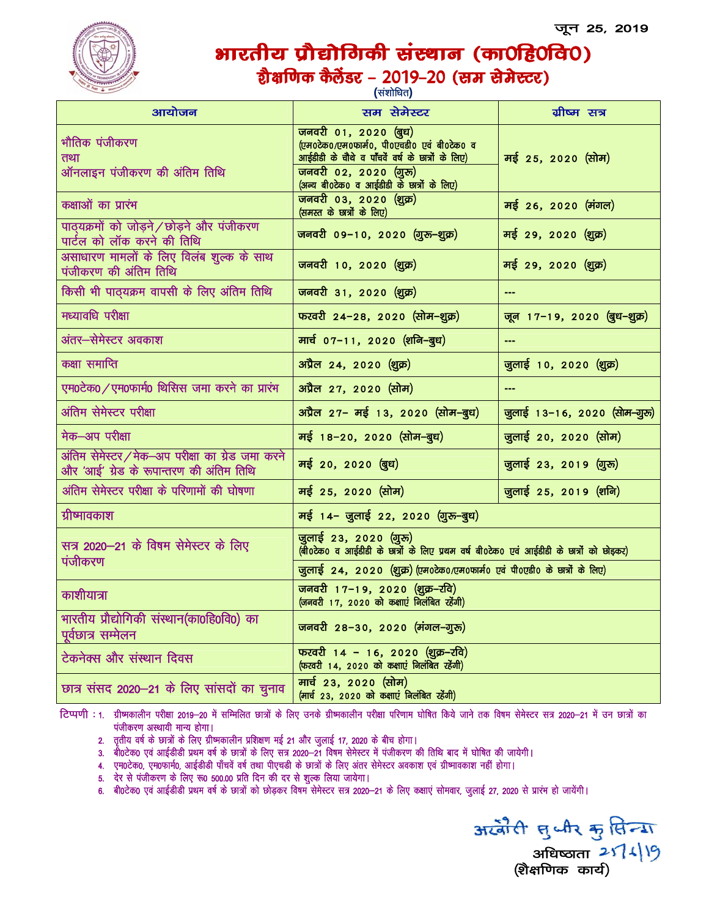जून 25, 2019

# भारतीय प्रौद्योगिकी संस्थान (का0हि0वि0)

## शैक्षणिक कैलेंडर – 2019-20 (सम सेमेस्टर)

(संशोधित)

| आयोजन | सम सेमेस्टर | ग्रीष्म सत्र |
|---|---|---|
| भौतिक पंजीकरण तथा ऑनलाइन पंजीकरण की अंतिम तिथि | जनवरी 01, 2020 (बुध) (एम0टेक0/एम0फार्म0, पी0एचडी0 एवं बी0टेक0 व आईडीडी के चौथे व पाँचवें वर्ष के छात्रों के लिए)<br>जनवरी 02, 2020 (गुरू) (अन्य बी0टेक0 व आईडीडी के छात्रों के लिए) | मई 25, 2020 (सोम) |
| कक्षाओं का प्रारंभ | जनवरी 03, 2020 (शुक्र) (समस्त के छात्रों के लिए) | मई 26, 2020 (मंगल) |
| पाठ्यक्रमों को जोड़ने/छोड़ने और पंजीकरण पार्टल को लॉक करने की तिथि | जनवरी 09-10, 2020 (गुरु-शुक्र) | मई 29, 2020 (शुक्र) |
| असाधारण मामलों के लिए विलंब शुल्क के साथ पंजीकरण की अंतिम तिथि | जनवरी 10, 2020 (शुक्र) | मई 29, 2020 (शुक्र) |
| किसी भी पाठ्यक्रम वापसी के लिए अंतिम तिथि | जनवरी 31, 2020 (शुक्र) | --- |
| मध्यावधि परीक्षा | फरवरी 24-28, 2020 (सोम-शुक्र) | जून 17-19, 2020 (बुध-शुक्र) |
| अंतर–सेमेस्टर अवकाश | मार्च 07-11, 2020 (शनि-बुध) | --- |
| कक्षा समाप्ति | अप्रैल 24, 2020 (शुक्र) | जुलाई 10, 2020 (शुक्र) |
| एम0टेक0/एम0फार्म0 थिसिस जमा करने का प्रारंभ | अप्रैल 27, 2020 (सोम) | --- |
| अंतिम सेमेस्टर परीक्षा | अप्रैल 27- मई 13, 2020 (सोम-बुध) | जुलाई 13-16, 2020 (सोम-गुरू) |
| मेक–अप परीक्षा | मई 18-20, 2020 (सोम-बुध) | जुलाई 20, 2020 (सोम) |
| अंतिम सेमेस्टर/मेक–अप परीक्षा का ग्रेड जमा करने और 'आई' ग्रेड के रूपान्तरण की अंतिम तिथि | मई 20, 2020 (बुध) | जुलाई 23, 2019 (गुरू) |
| अंतिम सेमेस्टर परीक्षा के परिणामों की घोषणा | मई 25, 2020 (सोम) | जुलाई 25, 2019 (शनि) |
| ग्रीष्मावकाश | मई 14- जुलाई 22, 2020 (गुरु-बुध) | |
| सत्र 2020–21 के विषम सेमेस्टर के लिए पंजीकरण | जुलाई 23, 2020 (गुरू) (बी0टेक0 व आईडीडी के छात्रों के लिए प्रथम वर्ष बी0टेक0 एवं आईडीडी के छात्रों को छोड़कर)<br>जुलाई 24, 2020 (शुक्र) (एम0टेक0/एम0फार्म0 एवं पी0एडी0 के छात्रों के लिए) | |
| काशीयात्रा | जनवरी 17-19, 2020 (शुक्र-रवि) (जनवरी 17, 2020 को कक्षाएं निलंबित रहेंगी) | |
| भारतीय प्रौद्योगिकी संस्थान(का0हि0वि0) का पूर्वछात्र सम्मेलन | जनवरी 28-30, 2020 (मंगल-गुरू) | |
| टेकनेक्स और संस्थान दिवस | फरवरी 14 - 16, 2020 (शुक्र-रवि) (फरवरी 14, 2020 को कक्षाएं निलंबित रहेंगी) | |
| छात्र संसद 2020–21 के लिए सांसदों का चुनाव | मार्च 23, 2020 (सोम) (मार्च 23, 2020 को कक्षाएं निलंबित रहेंगी) | |

टिप्पणी :
1. ग्रीष्मकालीन परीक्षा 2019–20 में सम्मिलित छात्रों के लिए उनके ग्रीष्मकालीन परीक्षा परिणाम घोषित किये जाने तक विषम सेमेस्टर सत्र 2020–21 में उन छात्रों का पंजीकरण अस्थायी मान्य होगा।
2. तृतीय वर्ष के छात्रों के लिए ग्रीष्मकालीन प्रशिक्षण मई 21 और जुलाई 17, 2020 के बीच होगा।
3. बी0टेक0 एवं आईडीडी प्रथम वर्ष के छात्रों के लिए सत्र 2020–21 विषम सेमेस्टर में पंजीकरण की तिथि बाद में घोषित की जायेगी।
4. एम0टेक0, एम0फार्म0, आईडीडी पाँचवें वर्ष तथा पीएचडी के छात्रों के लिए अंतर सेमेस्टर अवकाश एवं ग्रीष्मावकाश नहीं होगा।
5. देर से पंजीकरण के लिए रू0 500.00 प्रति दिन की दर से शुल्क लिया जायेगा।
6. बी0टेक0 एवं आईडीडी प्रथम वर्ष के छात्रों को छोड़कर विषम सेमेस्टर सत्र 2020–21 के लिए कक्षाएं सोमवार, जुलाई 27, 2020 से प्रारंभ हो जायेंगी।

अधिष्ठाता 27/6/19
(शैक्षणिक कार्य)